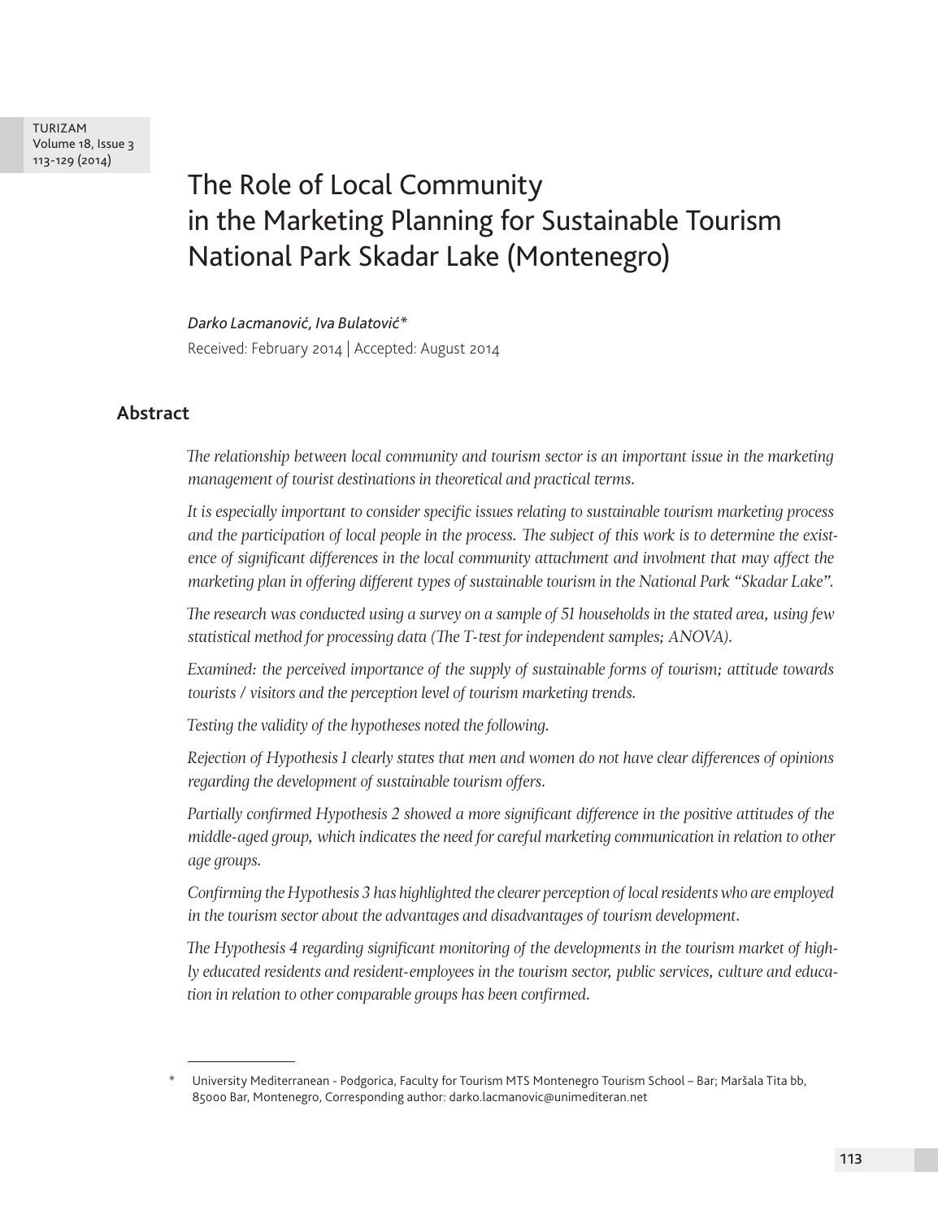# The Role of Local Community in the Marketing Planning for Sustainable Tourism National Park Skadar Lake (Montenegro)

*Darko Lacmanović, Iva Bulatović**

Received: February 2014 | Accepted: August 2014

## Abstract

*The relationship between local community and tourism sector is an important issue in the marketing management of tourist destinations in theoretical and practical terms.*

*It is especially important to consider specific issues relating to sustainable tourism marketing process and the participation of local people in the process. The subject of this work is to determine the existence of significant differences in the local community attachment and involment that may affect the marketing plan in offering different types of sustainable tourism in the National Park "Skadar Lake".*

*The research was conducted using a survey on a sample of 51 households in the stated area, using few statistical method for processing data (The T-test for independent samples; ANOVA).*

*Examined: the perceived importance of the supply of sustainable forms of tourism; attitude towards tourists / visitors and the perception level of tourism marketing trends.*

*Testing the validity of the hypotheses noted the following.*

*Rejection of Hypothesis 1 clearly states that men and women do not have clear differences of opinions regarding the development of sustainable tourism offers.*

*Partially confirmed Hypothesis 2 showed a more significant difference in the positive attitudes of the middle-aged group, which indicates the need for careful marketing communication in relation to other age groups.*

*Confirming the Hypothesis 3 has highlighted the clearer perception of local residents who are employed in the tourism sector about the advantages and disadvantages of tourism development.*

*The Hypothesis 4 regarding significant monitoring of the developments in the tourism market of highly educated residents and resident-employees in the tourism sector, public services, culture and education in relation to other comparable groups has been confirmed.*

---

\* University Mediterranean - Podgorica, Faculty for Tourism MTS Montenegro Tourism School – Bar; Maršala Tita bb, 85000 Bar, Montenegro, Corresponding author: darko.lacmanovic@unimediteran.net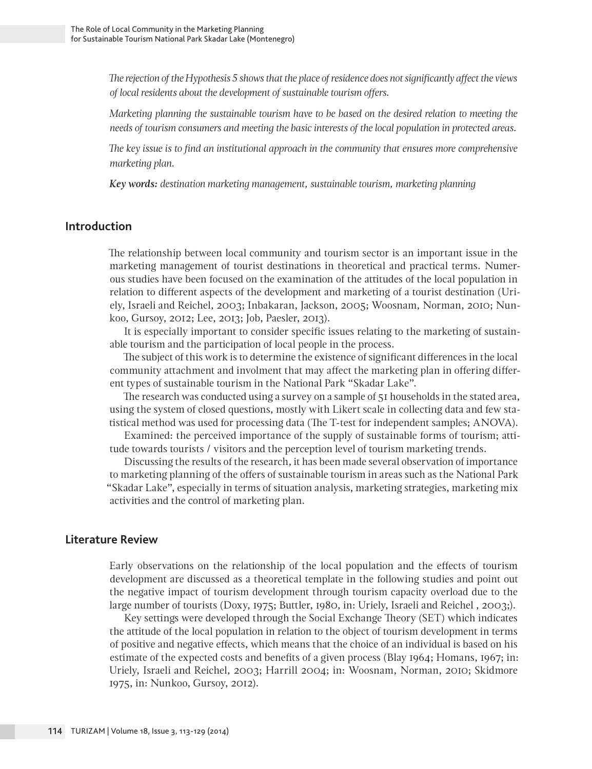*The rejection of the Hypothesis 5 shows that the place of residence does not significantly affect the views of local residents about the development of sustainable tourism offers.*

*Marketing planning the sustainable tourism have to be based on the desired relation to meeting the needs of tourism consumers and meeting the basic interests of the local population in protected areas.*

*The key issue is to find an institutional approach in the community that ensures more comprehensive marketing plan.*

***Key words:*** *destination marketing management, sustainable tourism, marketing planning*

## Introduction

The relationship between local community and tourism sector is an important issue in the marketing management of tourist destinations in theoretical and practical terms. Numerous studies have been focused on the examination of the attitudes of the local population in relation to different aspects of the development and marketing of a tourist destination (Uriely, Israeli and Reichel, 2003; Inbakaran, Jackson, 2005; Woosnam, Norman, 2010; Nunkoo, Gursoy, 2012; Lee, 2013; Job, Paesler, 2013).

It is especially important to consider specific issues relating to the marketing of sustainable tourism and the participation of local people in the process.

The subject of this work is to determine the existence of significant differences in the local community attachment and involment that may affect the marketing plan in offering different types of sustainable tourism in the National Park "Skadar Lake".

The research was conducted using a survey on a sample of 51 households in the stated area, using the system of closed questions, mostly with Likert scale in collecting data and few statistical method was used for processing data (The T-test for independent samples; ANOVA).

Examined: the perceived importance of the supply of sustainable forms of tourism; attitude towards tourists / visitors and the perception level of tourism marketing trends.

Discussing the results of the research, it has been made several observation of importance to marketing planning of the offers of sustainable tourism in areas such as the National Park "Skadar Lake", especially in terms of situation analysis, marketing strategies, marketing mix activities and the control of marketing plan.

## Literature Review

Early observations on the relationship of the local population and the effects of tourism development are discussed as a theoretical template in the following studies and point out the negative impact of tourism development through tourism capacity overload due to the large number of tourists (Doxy, 1975; Buttler, 1980, in: Uriely, Israeli and Reichel , 2003;).

Key settings were developed through the Social Exchange Theory (SET) which indicates the attitude of the local population in relation to the object of tourism development in terms of positive and negative effects, which means that the choice of an individual is based on his estimate of the expected costs and benefits of a given process (Blay 1964; Homans, 1967; in: Uriely, Israeli and Reichel, 2003; Harrill 2004; in: Woosnam, Norman, 2010; Skidmore 1975, in: Nunkoo, Gursoy, 2012).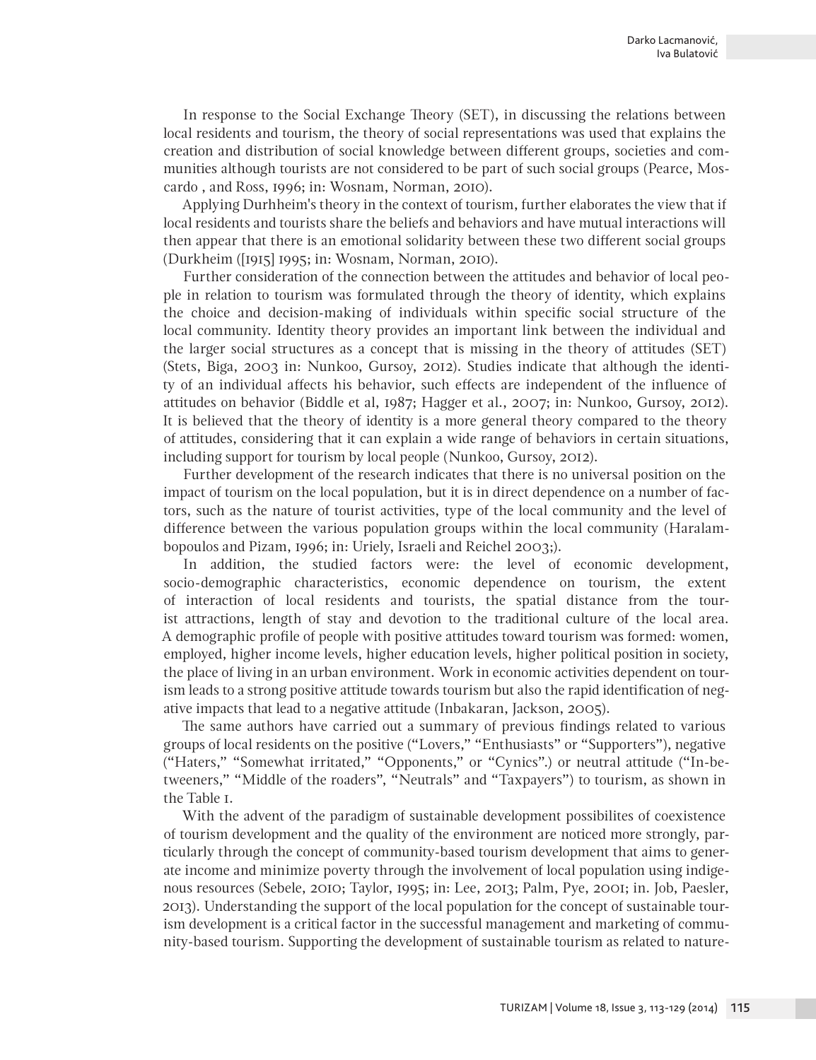In response to the Social Exchange Theory (SET), in discussing the relations between local residents and tourism, the theory of social representations was used that explains the creation and distribution of social knowledge between different groups, societies and communities although tourists are not considered to be part of such social groups (Pearce, Moscardo , and Ross, 1996; in: Wosnam, Norman, 2010).

Applying Durhheim's theory in the context of tourism, further elaborates the view that if local residents and tourists share the beliefs and behaviors and have mutual interactions will then appear that there is an emotional solidarity between these two different social groups (Durkheim ([1915] 1995; in: Wosnam, Norman, 2010).

Further consideration of the connection between the attitudes and behavior of local people in relation to tourism was formulated through the theory of identity, which explains the choice and decision-making of individuals within specific social structure of the local community. Identity theory provides an important link between the individual and the larger social structures as a concept that is missing in the theory of attitudes (SET) (Stets, Biga, 2003 in: Nunkoo, Gursoy, 2012). Studies indicate that although the identity of an individual affects his behavior, such effects are independent of the influence of attitudes on behavior (Biddle et al, 1987; Hagger et al., 2007; in: Nunkoo, Gursoy, 2012). It is believed that the theory of identity is a more general theory compared to the theory of attitudes, considering that it can explain a wide range of behaviors in certain situations, including support for tourism by local people (Nunkoo, Gursoy, 2012).

Further development of the research indicates that there is no universal position on the impact of tourism on the local population, but it is in direct dependence on a number of factors, such as the nature of tourist activities, type of the local community and the level of difference between the various population groups within the local community (Haralambopoulos and Pizam, 1996; in: Uriely, Israeli and Reichel 2003;).

In addition, the studied factors were: the level of economic development, socio-demographic characteristics, economic dependence on tourism, the extent of interaction of local residents and tourists, the spatial distance from the tourist attractions, length of stay and devotion to the traditional culture of the local area. A demographic profile of people with positive attitudes toward tourism was formed: women, employed, higher income levels, higher education levels, higher political position in society, the place of living in an urban environment. Work in economic activities dependent on tourism leads to a strong positive attitude towards tourism but also the rapid identification of negative impacts that lead to a negative attitude (Inbakaran, Jackson, 2005).

The same authors have carried out a summary of previous findings related to various groups of local residents on the positive ("Lovers," "Enthusiasts" or "Supporters"), negative ("Haters," "Somewhat irritated," "Opponents," or "Cynics".) or neutral attitude ("In-betweeners," "Middle of the roaders", "Neutrals" and "Taxpayers") to tourism, as shown in the Table 1.

With the advent of the paradigm of sustainable development possibilites of coexistence of tourism development and the quality of the environment are noticed more strongly, particularly through the concept of community-based tourism development that aims to generate income and minimize poverty through the involvement of local population using indigenous resources (Sebele, 2010; Taylor, 1995; in: Lee, 2013; Palm, Pye, 2001; in. Job, Paesler, 2013). Understanding the support of the local population for the concept of sustainable tourism development is a critical factor in the successful management and marketing of community-based tourism. Supporting the development of sustainable tourism as related to nature-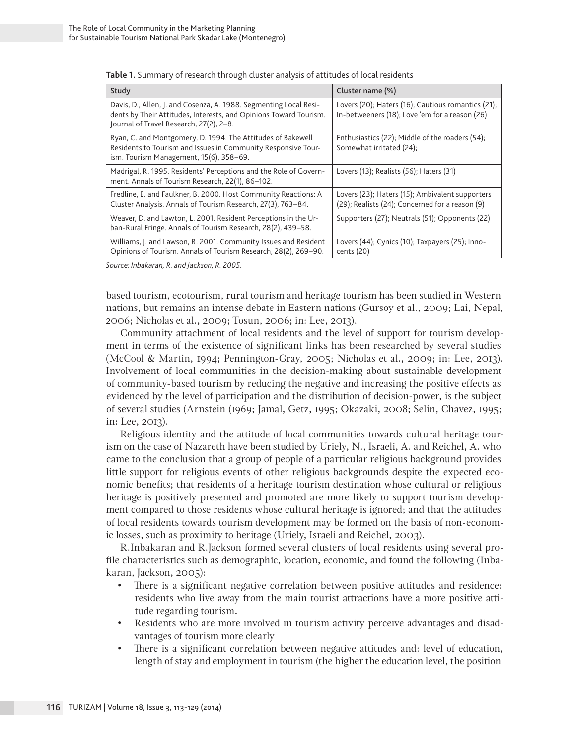**Table 1.** Summary of research through cluster analysis of attitudes of local residents

| Study | Cluster name (%) |
|---|---|
| Davis, D., Allen, J. and Cosenza, A. 1988. Segmenting Local Residents by Their Attitudes, Interests, and Opinions Toward Tourism. Journal of Travel Research, 27(2), 2–8. | Lovers (20); Haters (16); Cautious romantics (21); In-betweeners (18); Love 'em for a reason (26) |
| Ryan, C. and Montgomery, D. 1994. The Attitudes of Bakewell Residents to Tourism and Issues in Community Responsive Tourism. Tourism Management, 15(6), 358–69. | Enthusiastics (22); Middle of the roaders (54); Somewhat irritated (24); |
| Madrigal, R. 1995. Residents' Perceptions and the Role of Government. Annals of Tourism Research, 22(1), 86–102. | Lovers (13); Realists (56); Haters (31) |
| Fredline, E. and Faulkner, B. 2000. Host Community Reactions: A Cluster Analysis. Annals of Tourism Research, 27(3), 763–84. | Lovers (23); Haters (15); Ambivalent supporters (29); Realists (24); Concerned for a reason (9) |
| Weaver, D. and Lawton, L. 2001. Resident Perceptions in the Urban-Rural Fringe. Annals of Tourism Research, 28(2), 439–58. | Supporters (27); Neutrals (51); Opponents (22) |
| Williams, J. and Lawson, R. 2001. Community Issues and Resident Opinions of Tourism. Annals of Tourism Research, 28(2), 269–90. | Lovers (44); Cynics (10); Taxpayers (25); Innocents (20) |

*Source: Inbakaran, R. and Jackson, R. 2005.*

based tourism, ecotourism, rural tourism and heritage tourism has been studied in Western nations, but remains an intense debate in Eastern nations (Gursoy et al., 2009; Lai, Nepal, 2006; Nicholas et al., 2009; Tosun, 2006; in: Lee, 2013).

Community attachment of local residents and the level of support for tourism development in terms of the existence of significant links has been researched by several studies (McCool & Martin, 1994; Pennington-Gray, 2005; Nicholas et al., 2009; in: Lee, 2013). Involvement of local communities in the decision-making about sustainable development of community-based tourism by reducing the negative and increasing the positive effects as evidenced by the level of participation and the distribution of decision-power, is the subject of several studies (Arnstein (1969; Jamal, Getz, 1995; Okazaki, 2008; Selin, Chavez, 1995; in: Lee, 2013).

Religious identity and the attitude of local communities towards cultural heritage tourism on the case of Nazareth have been studied by Uriely, N., Israeli, A. and Reichel, A. who came to the conclusion that a group of people of a particular religious background provides little support for religious events of other religious backgrounds despite the expected economic benefits; that residents of a heritage tourism destination whose cultural or religious heritage is positively presented and promoted are more likely to support tourism development compared to those residents whose cultural heritage is ignored; and that the attitudes of local residents towards tourism development may be formed on the basis of non-economic losses, such as proximity to heritage (Uriely, Israeli and Reichel, 2003).

R.Inbakaran and R.Jackson formed several clusters of local residents using several profile characteristics such as demographic, location, economic, and found the following (Inbakaran, Jackson, 2005):

- There is a significant negative correlation between positive attitudes and residence: residents who live away from the main tourist attractions have a more positive attitude regarding tourism.
- Residents who are more involved in tourism activity perceive advantages and disadvantages of tourism more clearly
- There is a significant correlation between negative attitudes and: level of education, length of stay and employment in tourism (the higher the education level, the position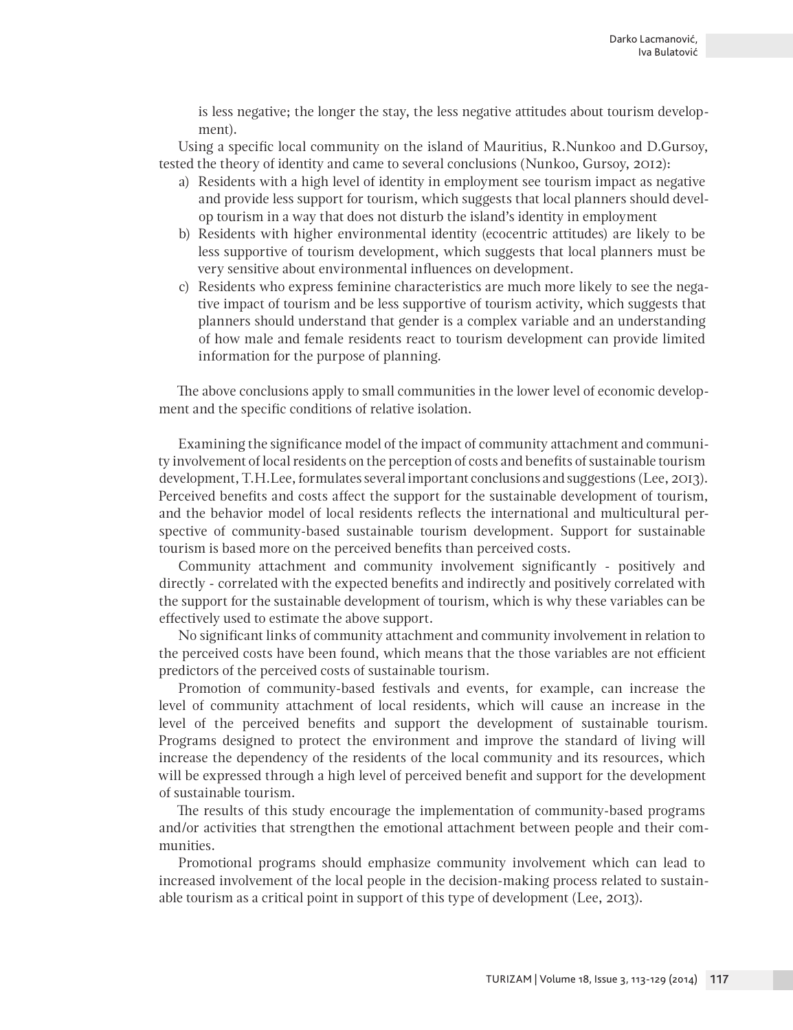is less negative; the longer the stay, the less negative attitudes about tourism development).

Using a specific local community on the island of Mauritius, R.Nunkoo and D.Gursoy, tested the theory of identity and came to several conclusions (Nunkoo, Gursoy, 2012):

a) Residents with a high level of identity in employment see tourism impact as negative and provide less support for tourism, which suggests that local planners should develop tourism in a way that does not disturb the island's identity in employment
b) Residents with higher environmental identity (ecocentric attitudes) are likely to be less supportive of tourism development, which suggests that local planners must be very sensitive about environmental influences on development.
c) Residents who express feminine characteristics are much more likely to see the negative impact of tourism and be less supportive of tourism activity, which suggests that planners should understand that gender is a complex variable and an understanding of how male and female residents react to tourism development can provide limited information for the purpose of planning.

The above conclusions apply to small communities in the lower level of economic development and the specific conditions of relative isolation.

Examining the significance model of the impact of community attachment and community involvement of local residents on the perception of costs and benefits of sustainable tourism development, T.H.Lee, formulates several important conclusions and suggestions (Lee, 2013). Perceived benefits and costs affect the support for the sustainable development of tourism, and the behavior model of local residents reflects the international and multicultural perspective of community-based sustainable tourism development. Support for sustainable tourism is based more on the perceived benefits than perceived costs.

Community attachment and community involvement significantly - positively and directly - correlated with the expected benefits and indirectly and positively correlated with the support for the sustainable development of tourism, which is why these variables can be effectively used to estimate the above support.

No significant links of community attachment and community involvement in relation to the perceived costs have been found, which means that the those variables are not efficient predictors of the perceived costs of sustainable tourism.

Promotion of community-based festivals and events, for example, can increase the level of community attachment of local residents, which will cause an increase in the level of the perceived benefits and support the development of sustainable tourism. Programs designed to protect the environment and improve the standard of living will increase the dependency of the residents of the local community and its resources, which will be expressed through a high level of perceived benefit and support for the development of sustainable tourism.

The results of this study encourage the implementation of community-based programs and/or activities that strengthen the emotional attachment between people and their communities.

Promotional programs should emphasize community involvement which can lead to increased involvement of the local people in the decision-making process related to sustainable tourism as a critical point in support of this type of development (Lee, 2013).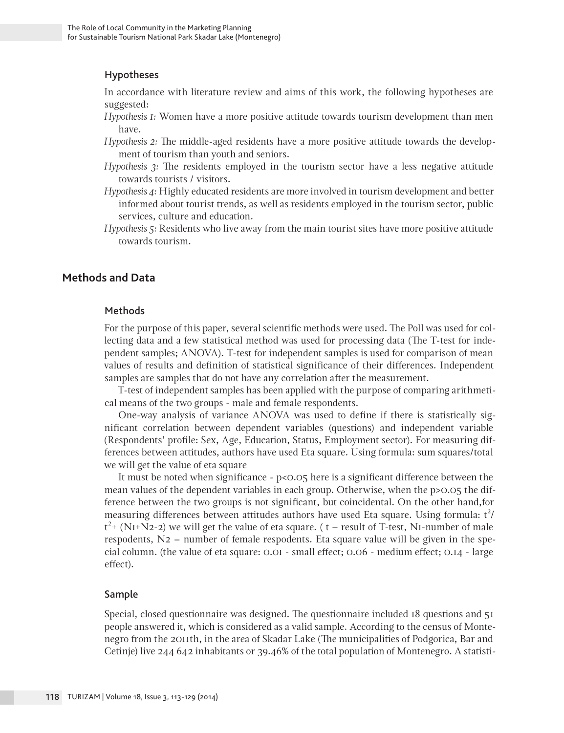### Hypotheses

In accordance with literature review and aims of this work, the following hypotheses are suggested:

*Hypothesis 1:* Women have a more positive attitude towards tourism development than men have.

*Hypothesis 2:* The middle-aged residents have a more positive attitude towards the development of tourism than youth and seniors.

*Hypothesis 3:* The residents employed in the tourism sector have a less negative attitude towards tourists / visitors.

*Hypothesis 4:* Highly educated residents are more involved in tourism development and better informed about tourist trends, as well as residents employed in the tourism sector, public services, culture and education.

*Hypothesis 5:* Residents who live away from the main tourist sites have more positive attitude towards tourism.

## Methods and Data

### Methods

For the purpose of this paper, several scientific methods were used. The Poll was used for collecting data and a few statistical method was used for processing data (The T-test for independent samples; ANOVA). T-test for independent samples is used for comparison of mean values of results and definition of statistical significance of their differences. Independent samples are samples that do not have any correlation after the measurement.

T-test of independent samples has been applied with the purpose of comparing arithmetical means of the two groups - male and female respondents.

One-way analysis of variance ANOVA was used to define if there is statistically significant correlation between dependent variables (questions) and independent variable (Respondents' profile: Sex, Age, Education, Status, Employment sector). For measuring differences between attitudes, authors have used Eta square. Using formula: sum squares/total we will get the value of eta square

It must be noted when significance - $p<0.05$ here is a significant difference between the mean values of the dependent variables in each group. Otherwise, when the $p>0.05$ the difference between the two groups is not significant, but coincidental. On the other hand,for measuring differences between attitudes authors have used Eta square. Using formula: $t^2/t^2+(N1+N2-2)$ we will get the value of eta square. ( t – result of T-test, N1-number of male respodents, N2 – number of female respodents. Eta square value will be given in the special column. (the value of eta square: 0.01 - small effect; 0.06 - medium effect; 0.14 - large effect).

### Sample

Special, closed questionnaire was designed. The questionnaire included 18 questions and 51 people answered it, which is considered as a valid sample. According to the census of Montenegro from the 2011th, in the area of Skadar Lake (The municipalities of Podgorica, Bar and Cetinje) live 244 642 inhabitants or 39.46% of the total population of Montenegro. A statisti-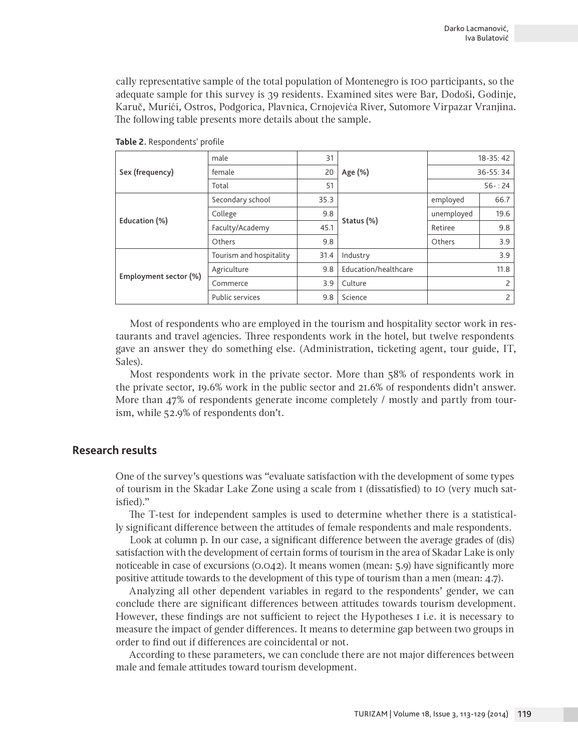cally representative sample of the total population of Montenegro is 100 participants, so the adequate sample for this survey is 39 residents. Examined sites were Bar, Dodoši, Godinje, Karuč, Murići, Ostros, Podgorica, Plavnica, Crnojevića River, Sutomore Virpazar Vranjina. The following table presents more details about the sample.

**Table 2.** Respondents' profile

| | | | | | |
|---|---|---|---|---|---|
| Sex (frequency) | male | 31 | Age (%) | 18-35: 42 | |
| | female | 20 | | 36-55: 34 | |
| | Total | 51 | | 56- : 24 | |
| Education (%) | Secondary school | 35.3 | Status (%) | employed | 66.7 |
| | College | 9.8 | | unemployed | 19.6 |
| | Faculty/Academy | 45.1 | | Retiree | 9.8 |
| | Others | 9.8 | | Others | 3.9 |
| Employment sector (%) | Tourism and hospitality | 31.4 | Industry | 3.9 | |
| | Agriculture | 9.8 | Education/healthcare | 11.8 | |
| | Commerce | 3.9 | Culture | 2 | |
| | Public services | 9.8 | Science | 2 | |

Most of respondents who are employed in the tourism and hospitality sector work in restaurants and travel agencies. Three respondents work in the hotel, but twelve respondents gave an answer they do something else. (Administration, ticketing agent, tour guide, IT, Sales).

Most respondents work in the private sector. More than 58% of respondents work in the private sector, 19.6% work in the public sector and 21.6% of respondents didn't answer. More than 47% of respondents generate income completely / mostly and partly from tourism, while 52.9% of respondents don't.

## Research results

One of the survey's questions was "evaluate satisfaction with the development of some types of tourism in the Skadar Lake Zone using a scale from 1 (dissatisfied) to 10 (very much satisfied)."

The T-test for independent samples is used to determine whether there is a statistically significant difference between the attitudes of female respondents and male respondents.

Look at column p. In our case, a significant difference between the average grades of (dis) satisfaction with the development of certain forms of tourism in the area of Skadar Lake is only noticeable in case of excursions (0.042). It means women (mean: 5.9) have significantly more positive attitude towards to the development of this type of tourism than a men (mean: 4.7).

Analyzing all other dependent variables in regard to the respondents' gender, we can conclude there are significant differences between attitudes towards tourism development. However, these findings are not sufficient to reject the Hypotheses 1 i.e. it is necessary to measure the impact of gender differences. It means to determine gap between two groups in order to find out if differences are coincidental or not.

According to these parameters, we can conclude there are not major differences between male and female attitudes toward tourism development.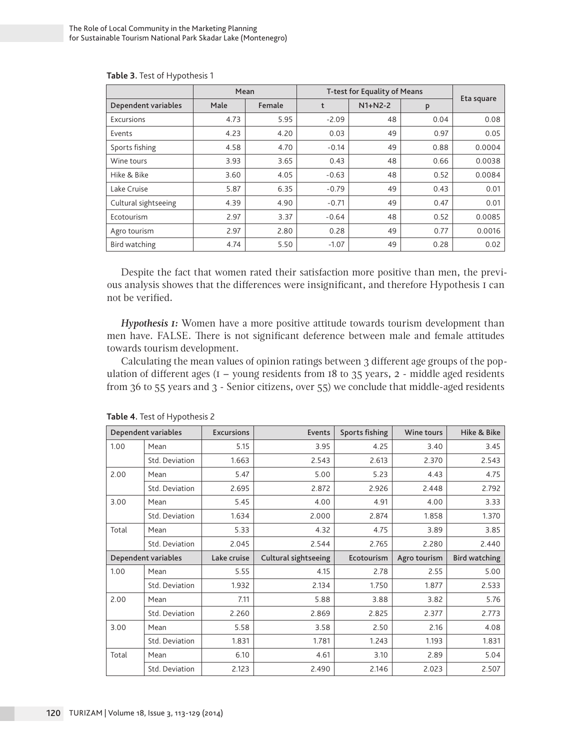**Table 3**. Test of Hypothesis 1

| | Mean | | T-test for Equality of Means | | | Eta square |
|---|---|---|---|---|---|---|
| Dependent variables | Male | Female | t | N1+N2-2 | p | |
| Excursions | 4.73 | 5.95 | -2.09 | 48 | 0.04 | 0.08 |
| Events | 4.23 | 4.20 | 0.03 | 49 | 0.97 | 0.05 |
| Sports fishing | 4.58 | 4.70 | -0.14 | 49 | 0.88 | 0.0004 |
| Wine tours | 3.93 | 3.65 | 0.43 | 48 | 0.66 | 0.0038 |
| Hike & Bike | 3.60 | 4.05 | -0.63 | 48 | 0.52 | 0.0084 |
| Lake Cruise | 5.87 | 6.35 | -0.79 | 49 | 0.43 | 0.01 |
| Cultural sightseeing | 4.39 | 4.90 | -0.71 | 49 | 0.47 | 0.01 |
| Ecotourism | 2.97 | 3.37 | -0.64 | 48 | 0.52 | 0.0085 |
| Agro tourism | 2.97 | 2.80 | 0.28 | 49 | 0.77 | 0.0016 |
| Bird watching | 4.74 | 5.50 | -1.07 | 49 | 0.28 | 0.02 |

Despite the fact that women rated their satisfaction more positive than men, the previous analysis showes that the differences were insignificant, and therefore Hypothesis 1 can not be verified.

***Hypothesis 1:*** Women have a more positive attitude towards tourism development than men have. FALSE. There is not significant deference between male and female attitudes towards tourism development.

Calculating the mean values of opinion ratings between 3 different age groups of the population of different ages (1 – young residents from 18 to 35 years, 2 - middle aged residents from 36 to 55 years and 3 - Senior citizens, over 55) we conclude that middle-aged residents

**Table 4**. Test of Hypothesis 2

| Dependent variables | | Excursions | Events | Sports fishing | Wine tours | Hike & Bike |
|---|---|---|---|---|---|---|
| 1.00 | Mean | 5.15 | 3.95 | 4.25 | 3.40 | 3.45 |
| | Std. Deviation | 1.663 | 2.543 | 2.613 | 2.370 | 2.543 |
| 2.00 | Mean | 5.47 | 5.00 | 5.23 | 4.43 | 4.75 |
| | Std. Deviation | 2.695 | 2.872 | 2.926 | 2.448 | 2.792 |
| 3.00 | Mean | 5.45 | 4.00 | 4.91 | 4.00 | 3.33 |
| | Std. Deviation | 1.634 | 2.000 | 2.874 | 1.858 | 1.370 |
| Total | Mean | 5.33 | 4.32 | 4.75 | 3.89 | 3.85 |
| | Std. Deviation | 2.045 | 2.544 | 2.765 | 2.280 | 2.440 |
| **Dependent variables** | | **Lake cruise** | **Cultural sightseeing** | **Ecotourism** | **Agro tourism** | **Bird watching** |
| 1.00 | Mean | 5.55 | 4.15 | 2.78 | 2.55 | 5.00 |
| | Std. Deviation | 1.932 | 2.134 | 1.750 | 1.877 | 2.533 |
| 2.00 | Mean | 7.11 | 5.88 | 3.88 | 3.82 | 5.76 |
| | Std. Deviation | 2.260 | 2.869 | 2.825 | 2.377 | 2.773 |
| 3.00 | Mean | 5.58 | 3.58 | 2.50 | 2.16 | 4.08 |
| | Std. Deviation | 1.831 | 1.781 | 1.243 | 1.193 | 1.831 |
| Total | Mean | 6.10 | 4.61 | 3.10 | 2.89 | 5.04 |
| | Std. Deviation | 2.123 | 2.490 | 2.146 | 2.023 | 2.507 |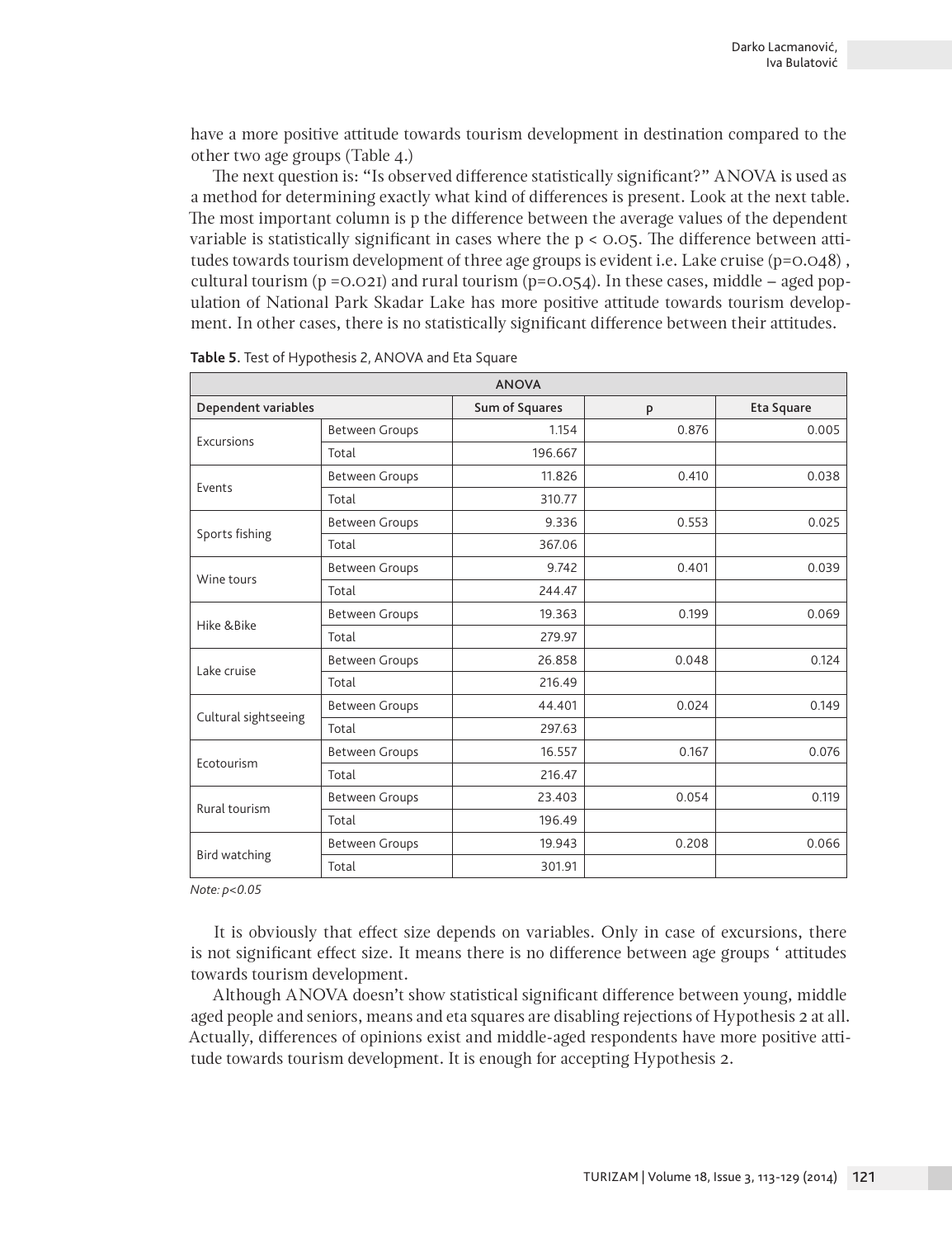have a more positive attitude towards tourism development in destination compared to the other two age groups (Table 4.)

The next question is: "Is observed difference statistically significant?" ANOVA is used as a method for determining exactly what kind of differences is present. Look at the next table. The most important column is p the difference between the average values of the dependent variable is statistically significant in cases where the $p < 0.05$. The difference between attitudes towards tourism development of three age groups is evident i.e. Lake cruise ($p=0.048$) , cultural tourism ($p=0.021$) and rural tourism ($p=0.054$). In these cases, middle – aged population of National Park Skadar Lake has more positive attitude towards tourism development. In other cases, there is no statistically significant difference between their attitudes.

**Table 5**. Test of Hypothesis 2, ANOVA and Eta Square

| ANOVA | | | | |
|---|---|---|---|---|
| **Dependent variables** | | **Sum of Squares** | **p** | **Eta Square** |
| Excursions | Between Groups | 1.154 | 0.876 | 0.005 |
| | Total | 196.667 | | |
| Events | Between Groups | 11.826 | 0.410 | 0.038 |
| | Total | 310.77 | | |
| Sports fishing | Between Groups | 9.336 | 0.553 | 0.025 |
| | Total | 367.06 | | |
| Wine tours | Between Groups | 9.742 | 0.401 | 0.039 |
| | Total | 244.47 | | |
| Hike &Bike | Between Groups | 19.363 | 0.199 | 0.069 |
| | Total | 279.97 | | |
| Lake cruise | Between Groups | 26.858 | 0.048 | 0.124 |
| | Total | 216.49 | | |
| Cultural sightseeing | Between Groups | 44.401 | 0.024 | 0.149 |
| | Total | 297.63 | | |
| Ecotourism | Between Groups | 16.557 | 0.167 | 0.076 |
| | Total | 216.47 | | |
| Rural tourism | Between Groups | 23.403 | 0.054 | 0.119 |
| | Total | 196.49 | | |
| Bird watching | Between Groups | 19.943 | 0.208 | 0.066 |
| | Total | 301.91 | | |

*Note: $p<0.05$*

It is obviously that effect size depends on variables. Only in case of excursions, there is not significant effect size. It means there is no difference between age groups ' attitudes towards tourism development.

Although ANOVA doesn't show statistical significant difference between young, middle aged people and seniors, means and eta squares are disabling rejections of Hypothesis 2 at all. Actually, differences of opinions exist and middle-aged respondents have more positive attitude towards tourism development. It is enough for accepting Hypothesis 2.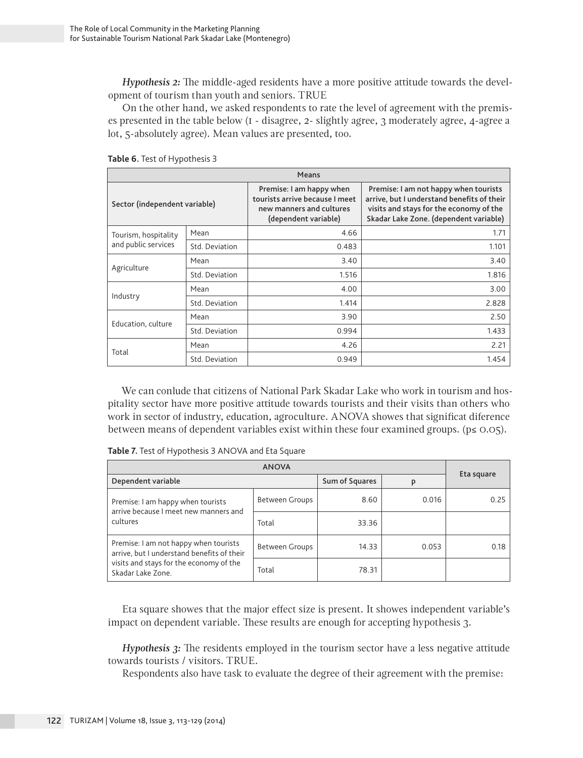*Hypothesis 2:* The middle-aged residents have a more positive attitude towards the development of tourism than youth and seniors. TRUE

On the other hand, we asked respondents to rate the level of agreement with the premises presented in the table below (1 - disagree, 2- slightly agree, 3 moderately agree, 4-agree a lot, 5-absolutely agree). Mean values are presented, too.

**Table 6.** Test of Hypothesis 3

| Means | | | |
|---|---|---|---|
| Sector (independent variable) | | Premise: I am happy when tourists arrive because I meet new manners and cultures (dependent variable) | Premise: I am not happy when tourists arrive, but I understand benefits of their visits and stays for the economy of the Skadar Lake Zone. (dependent variable) |
| Tourism, hospitality and public services | Mean | 4.66 | 1.71 |
| | Std. Deviation | 0.483 | 1.101 |
| Agriculture | Mean | 3.40 | 3.40 |
| | Std. Deviation | 1.516 | 1.816 |
| Industry | Mean | 4.00 | 3.00 |
| | Std. Deviation | 1.414 | 2.828 |
| Education, culture | Mean | 3.90 | 2.50 |
| | Std. Deviation | 0.994 | 1.433 |
| Total | Mean | 4.26 | 2.21 |
| | Std. Deviation | 0.949 | 1.454 |

We can conlude that citizens of National Park Skadar Lake who work in tourism and hospitality sector have more positive attitude towards tourists and their visits than others who work in sector of industry, education, agroculture. ANOVA showes that significat diference between means of dependent variables exist within these four examined groups. ($p \leq 0.05$).

**Table 7.** Test of Hypothesis 3 ANOVA and Eta Square

| ANOVA | | | | Eta square |
|---|---|---|---|---|
| Dependent variable | | Sum of Squares | p | |
| Premise: I am happy when tourists arrive because I meet new manners and cultures | Between Groups | 8.60 | 0.016 | 0.25 |
| | Total | 33.36 | | |
| Premise: I am not happy when tourists arrive, but I understand benefits of their visits and stays for the economy of the Skadar Lake Zone. | Between Groups | 14.33 | 0.053 | 0.18 |
| | Total | 78.31 | | |

Eta square showes that the major effect size is present. It showes independent variable's impact on dependent variable. These results are enough for accepting hypothesis 3.

*Hypothesis 3:* The residents employed in the tourism sector have a less negative attitude towards tourists / visitors. TRUE.

Respondents also have task to evaluate the degree of their agreement with the premise: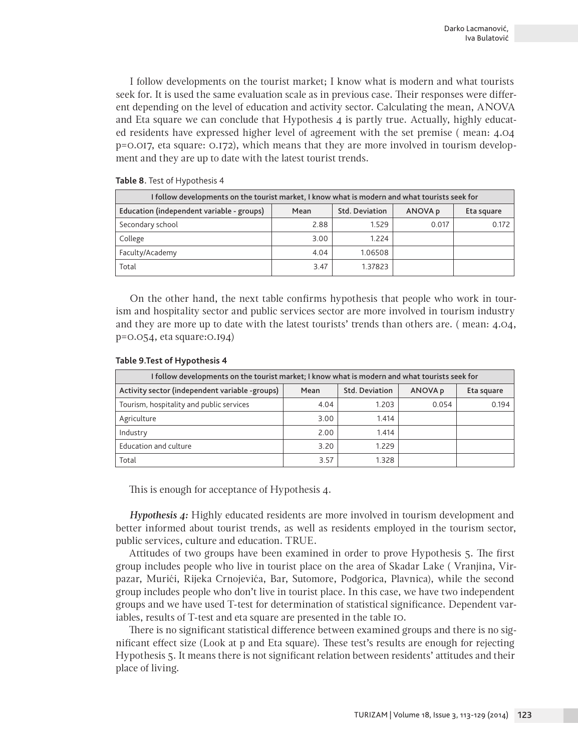I follow developments on the tourist market; I know what is modern and what tourists seek for. It is used the same evaluation scale as in previous case. Their responses were different depending on the level of education and activity sector. Calculating the mean, ANOVA and Eta square we can conclude that Hypothesis 4 is partly true. Actually, highly educated residents have expressed higher level of agreement with the set premise ( mean: 4.04 p=0.017, eta square: 0.172), which means that they are more involved in tourism development and they are up to date with the latest tourist trends.

**Table 8**. Test of Hypothesis 4

| I follow developments on the tourist market, I know what is modern and what tourists seek for | | | | |
|---|---|---|---|---|
| **Education (independent variable - groups)** | **Mean** | **Std. Deviation** | **ANOVA p** | **Eta square** |
| Secondary school | 2.88 | 1.529 | 0.017 | 0.172 |
| College | 3.00 | 1.224 | | |
| Faculty/Academy | 4.04 | 1.06508 | | |
| Total | 3.47 | 1.37823 | | |

On the other hand, the next table confirms hypothesis that people who work in tourism and hospitality sector and public services sector are more involved in tourism industry and they are more up to date with the latest tourists' trends than others are. ( mean: 4.04, p=0.054, eta square:0.194)

**Table 9.Test of Hypothesis 4**

| I follow developments on the tourist market; I know what is modern and what tourists seek for | | | | |
|---|---|---|---|---|
| **Activity sector (independent variable -groups)** | **Mean** | **Std. Deviation** | **ANOVA p** | **Eta square** |
| Tourism, hospitality and public services | 4.04 | 1.203 | 0.054 | 0.194 |
| Agriculture | 3.00 | 1.414 | | |
| Industry | 2.00 | 1.414 | | |
| Education and culture | 3.20 | 1.229 | | |
| Total | 3.57 | 1.328 | | |

This is enough for acceptance of Hypothesis 4.

***Hypothesis 4:*** Highly educated residents are more involved in tourism development and better informed about tourist trends, as well as residents employed in the tourism sector, public services, culture and education. TRUE.

Attitudes of two groups have been examined in order to prove Hypothesis 5. The first group includes people who live in tourist place on the area of Skadar Lake ( Vranjina, Virpazar, Murići, Rijeka Crnojevića, Bar, Sutomore, Podgorica, Plavnica), while the second group includes people who don't live in tourist place. In this case, we have two independent groups and we have used T-test for determination of statistical significance. Dependent variables, results of T-test and eta square are presented in the table 10.

There is no significant statistical difference between examined groups and there is no significant effect size (Look at p and Eta square). These test's results are enough for rejecting Hypothesis 5. It means there is not significant relation between residents' attitudes and their place of living.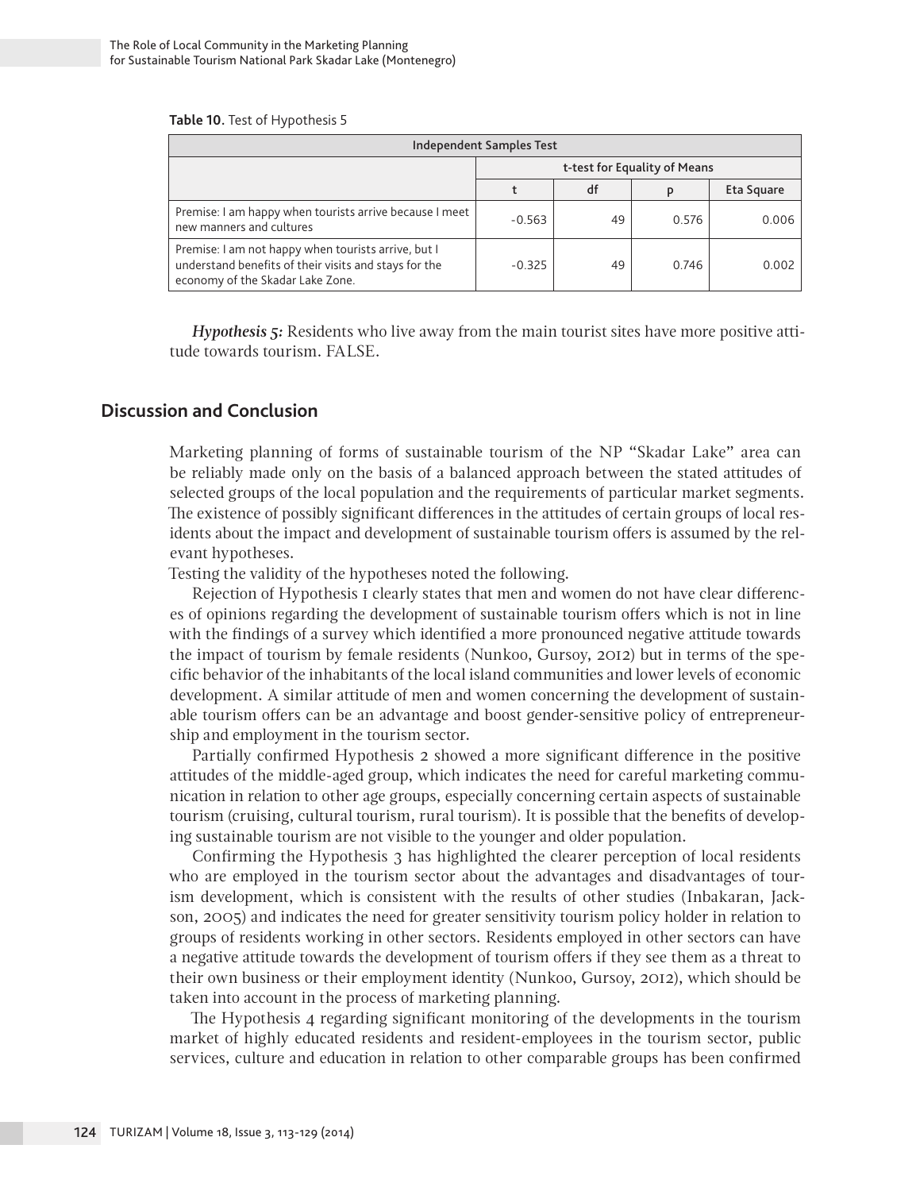**Table 10**. Test of Hypothesis 5

| Independent Samples Test | | | | |
|---|---|---|---|---|
| | t-test for Equality of Means | | | |
| | t | df | p | Eta Square |
| Premise: I am happy when tourists arrive because I meet new manners and cultures | -0.563 | 49 | 0.576 | 0.006 |
| Premise: I am not happy when tourists arrive, but I understand benefits of their visits and stays for the economy of the Skadar Lake Zone. | -0.325 | 49 | 0.746 | 0.002 |

***Hypothesis 5:*** Residents who live away from the main tourist sites have more positive attitude towards tourism. FALSE.

## Discussion and Conclusion

Marketing planning of forms of sustainable tourism of the NP "Skadar Lake" area can be reliably made only on the basis of a balanced approach between the stated attitudes of selected groups of the local population and the requirements of particular market segments. The existence of possibly significant differences in the attitudes of certain groups of local residents about the impact and development of sustainable tourism offers is assumed by the relevant hypotheses.

Testing the validity of the hypotheses noted the following.

Rejection of Hypothesis 1 clearly states that men and women do not have clear differences of opinions regarding the development of sustainable tourism offers which is not in line with the findings of a survey which identified a more pronounced negative attitude towards the impact of tourism by female residents (Nunkoo, Gursoy, 2012) but in terms of the specific behavior of the inhabitants of the local island communities and lower levels of economic development. A similar attitude of men and women concerning the development of sustainable tourism offers can be an advantage and boost gender-sensitive policy of entrepreneurship and employment in the tourism sector.

Partially confirmed Hypothesis 2 showed a more significant difference in the positive attitudes of the middle-aged group, which indicates the need for careful marketing communication in relation to other age groups, especially concerning certain aspects of sustainable tourism (cruising, cultural tourism, rural tourism). It is possible that the benefits of developing sustainable tourism are not visible to the younger and older population.

Confirming the Hypothesis 3 has highlighted the clearer perception of local residents who are employed in the tourism sector about the advantages and disadvantages of tourism development, which is consistent with the results of other studies (Inbakaran, Jackson, 2005) and indicates the need for greater sensitivity tourism policy holder in relation to groups of residents working in other sectors. Residents employed in other sectors can have a negative attitude towards the development of tourism offers if they see them as a threat to their own business or their employment identity (Nunkoo, Gursoy, 2012), which should be taken into account in the process of marketing planning.

The Hypothesis 4 regarding significant monitoring of the developments in the tourism market of highly educated residents and resident-employees in the tourism sector, public services, culture and education in relation to other comparable groups has been confirmed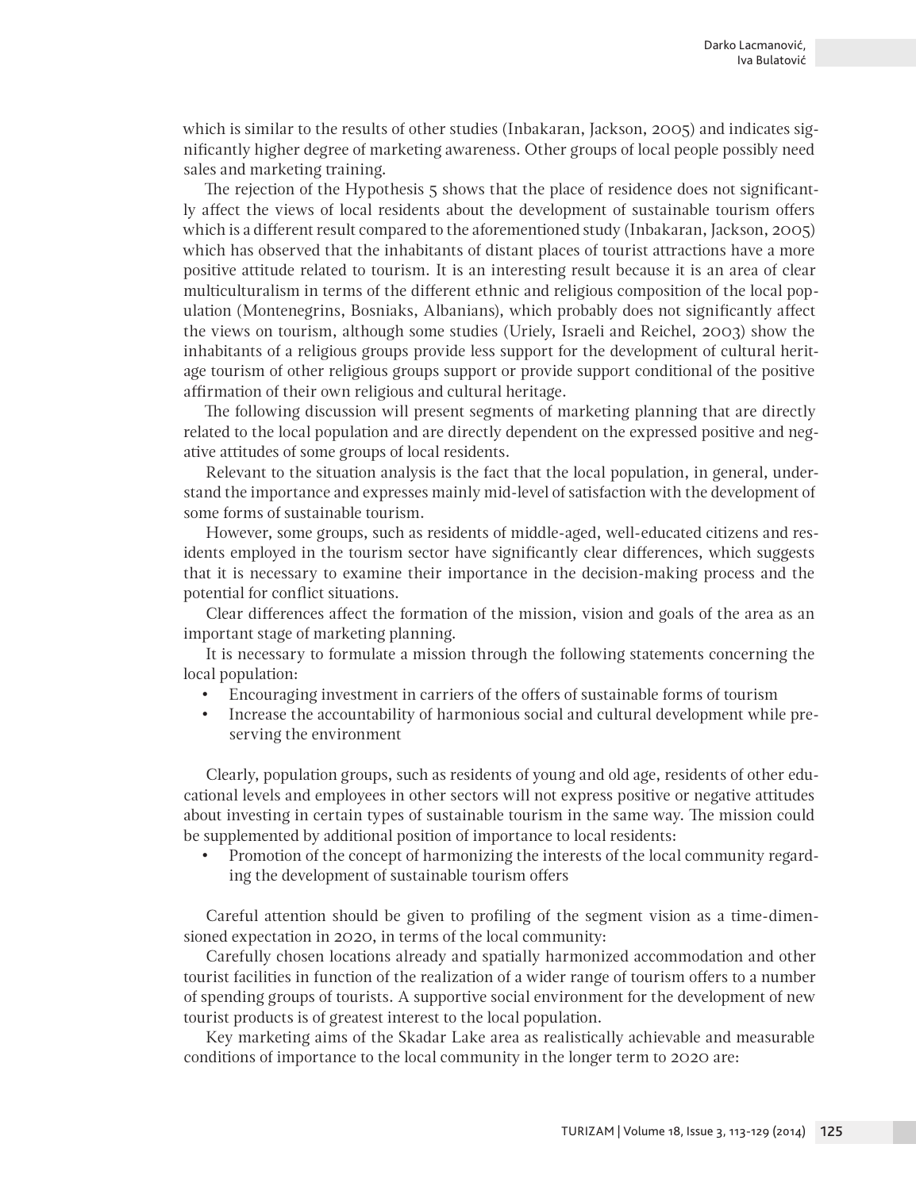which is similar to the results of other studies (Inbakaran, Jackson, 2005) and indicates significantly higher degree of marketing awareness. Other groups of local people possibly need sales and marketing training.

The rejection of the Hypothesis 5 shows that the place of residence does not significantly affect the views of local residents about the development of sustainable tourism offers which is a different result compared to the aforementioned study (Inbakaran, Jackson, 2005) which has observed that the inhabitants of distant places of tourist attractions have a more positive attitude related to tourism. It is an interesting result because it is an area of clear multiculturalism in terms of the different ethnic and religious composition of the local population (Montenegrins, Bosniaks, Albanians), which probably does not significantly affect the views on tourism, although some studies (Uriely, Israeli and Reichel, 2003) show the inhabitants of a religious groups provide less support for the development of cultural heritage tourism of other religious groups support or provide support conditional of the positive affirmation of their own religious and cultural heritage.

The following discussion will present segments of marketing planning that are directly related to the local population and are directly dependent on the expressed positive and negative attitudes of some groups of local residents.

Relevant to the situation analysis is the fact that the local population, in general, understand the importance and expresses mainly mid-level of satisfaction with the development of some forms of sustainable tourism.

However, some groups, such as residents of middle-aged, well-educated citizens and residents employed in the tourism sector have significantly clear differences, which suggests that it is necessary to examine their importance in the decision-making process and the potential for conflict situations.

Clear differences affect the formation of the mission, vision and goals of the area as an important stage of marketing planning.

It is necessary to formulate a mission through the following statements concerning the local population:

- Encouraging investment in carriers of the offers of sustainable forms of tourism
- Increase the accountability of harmonious social and cultural development while preserving the environment

Clearly, population groups, such as residents of young and old age, residents of other educational levels and employees in other sectors will not express positive or negative attitudes about investing in certain types of sustainable tourism in the same way. The mission could be supplemented by additional position of importance to local residents:

- Promotion of the concept of harmonizing the interests of the local community regarding the development of sustainable tourism offers

Careful attention should be given to profiling of the segment vision as a time-dimensioned expectation in 2020, in terms of the local community:

Carefully chosen locations already and spatially harmonized accommodation and other tourist facilities in function of the realization of a wider range of tourism offers to a number of spending groups of tourists. A supportive social environment for the development of new tourist products is of greatest interest to the local population.

Key marketing aims of the Skadar Lake area as realistically achievable and measurable conditions of importance to the local community in the longer term to 2020 are: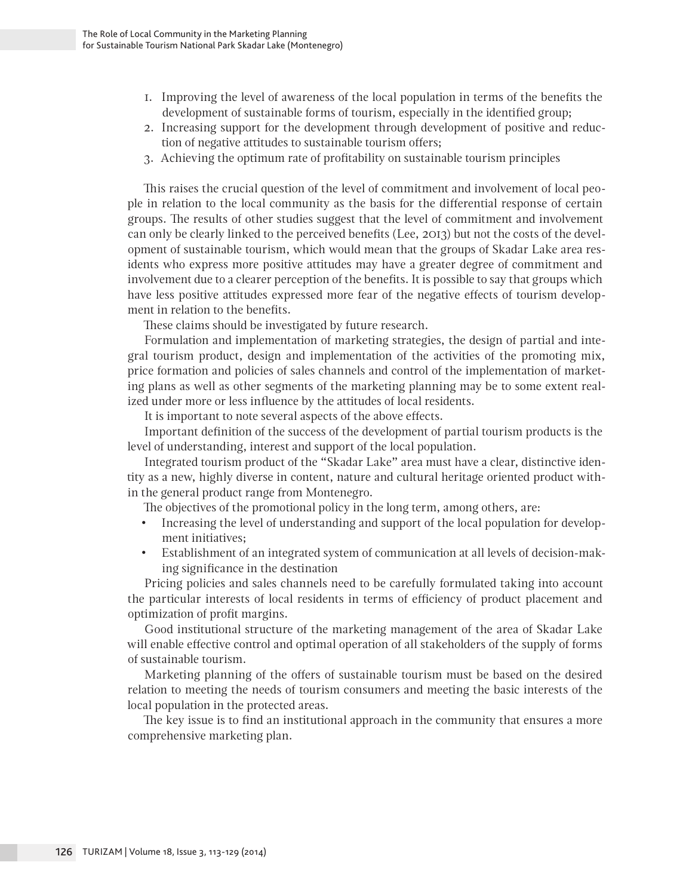1. Improving the level of awareness of the local population in terms of the benefits the development of sustainable forms of tourism, especially in the identified group;
2. Increasing support for the development through development of positive and reduction of negative attitudes to sustainable tourism offers;
3. Achieving the optimum rate of profitability on sustainable tourism principles

This raises the crucial question of the level of commitment and involvement of local people in relation to the local community as the basis for the differential response of certain groups. The results of other studies suggest that the level of commitment and involvement can only be clearly linked to the perceived benefits (Lee, 2013) but not the costs of the development of sustainable tourism, which would mean that the groups of Skadar Lake area residents who express more positive attitudes may have a greater degree of commitment and involvement due to a clearer perception of the benefits. It is possible to say that groups which have less positive attitudes expressed more fear of the negative effects of tourism development in relation to the benefits.

These claims should be investigated by future research.

Formulation and implementation of marketing strategies, the design of partial and integral tourism product, design and implementation of the activities of the promoting mix, price formation and policies of sales channels and control of the implementation of marketing plans as well as other segments of the marketing planning may be to some extent realized under more or less influence by the attitudes of local residents.

It is important to note several aspects of the above effects.

Important definition of the success of the development of partial tourism products is the level of understanding, interest and support of the local population.

Integrated tourism product of the "Skadar Lake" area must have a clear, distinctive identity as a new, highly diverse in content, nature and cultural heritage oriented product within the general product range from Montenegro.

The objectives of the promotional policy in the long term, among others, are:

- Increasing the level of understanding and support of the local population for development initiatives;
- Establishment of an integrated system of communication at all levels of decision-making significance in the destination

Pricing policies and sales channels need to be carefully formulated taking into account the particular interests of local residents in terms of efficiency of product placement and optimization of profit margins.

Good institutional structure of the marketing management of the area of Skadar Lake will enable effective control and optimal operation of all stakeholders of the supply of forms of sustainable tourism.

Marketing planning of the offers of sustainable tourism must be based on the desired relation to meeting the needs of tourism consumers and meeting the basic interests of the local population in the protected areas.

The key issue is to find an institutional approach in the community that ensures a more comprehensive marketing plan.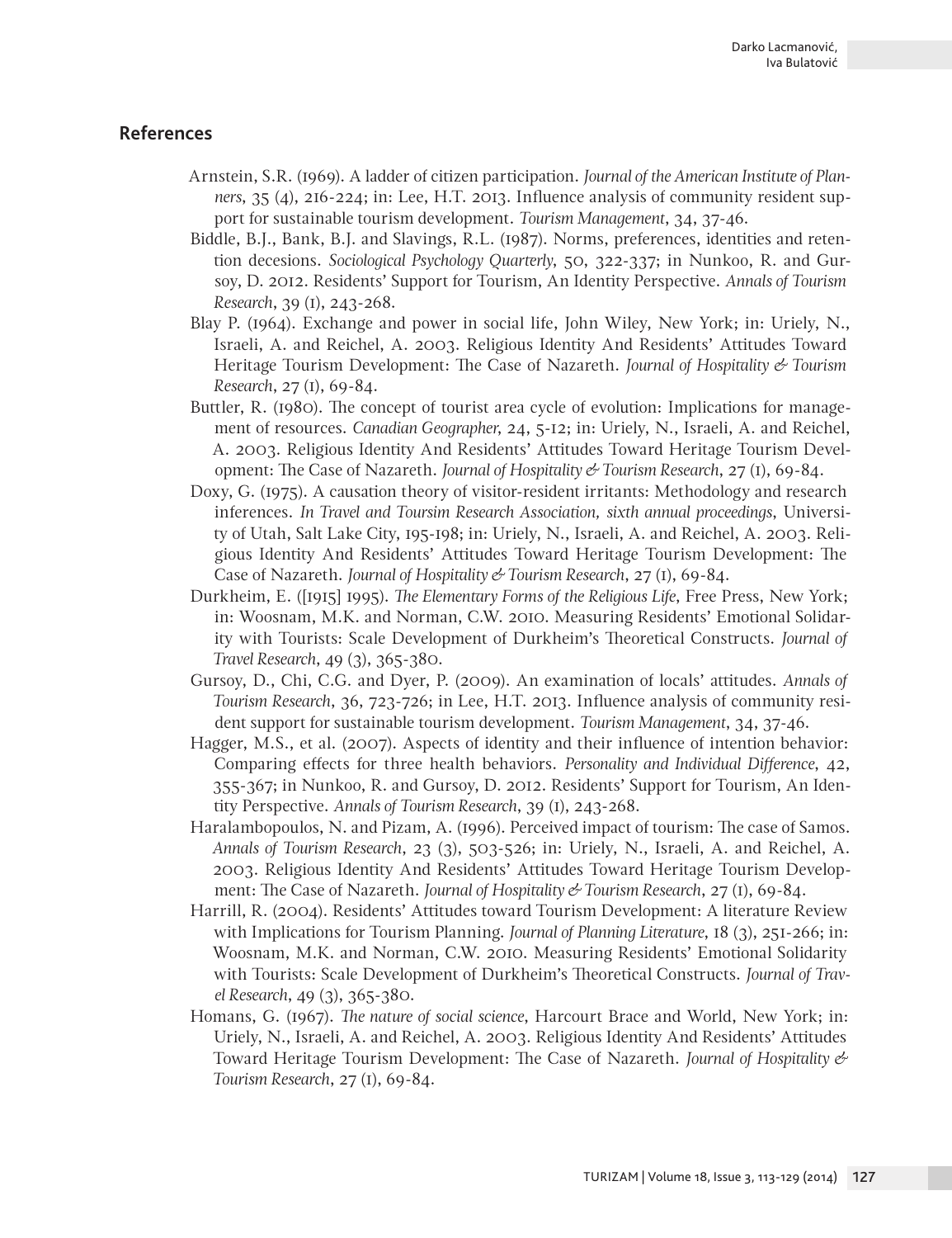## References

Arnstein, S.R. (1969). A ladder of citizen participation. *Journal of the American Institute of Planners*, 35 (4), 216-224; in: Lee, H.T. 2013. Influence analysis of community resident support for sustainable tourism development. *Tourism Management*, 34, 37-46.

Biddle, B.J., Bank, B.J. and Slavings, R.L. (1987). Norms, preferences, identities and retention decesions. *Sociological Psychology Quarterly*, 50, 322-337; in Nunkoo, R. and Gursoy, D. 2012. Residents' Support for Tourism, An Identity Perspective. *Annals of Tourism Research*, 39 (1), 243-268.

Blay P. (1964). Exchange and power in social life, John Wiley, New York; in: Uriely, N., Israeli, A. and Reichel, A. 2003. Religious Identity And Residents' Attitudes Toward Heritage Tourism Development: The Case of Nazareth. *Journal of Hospitality & Tourism Research*, 27 (1), 69-84.

Buttler, R. (1980). The concept of tourist area cycle of evolution: Implications for management of resources. *Canadian Geographer*, 24, 5-12; in: Uriely, N., Israeli, A. and Reichel, A. 2003. Religious Identity And Residents' Attitudes Toward Heritage Tourism Development: The Case of Nazareth. *Journal of Hospitality & Tourism Research*, 27 (1), 69-84.

Doxy, G. (1975). A causation theory of visitor-resident irritants: Methodology and research inferences. *In Travel and Toursim Research Association, sixth annual proceedings*, University of Utah, Salt Lake City, 195-198; in: Uriely, N., Israeli, A. and Reichel, A. 2003. Religious Identity And Residents' Attitudes Toward Heritage Tourism Development: The Case of Nazareth. *Journal of Hospitality & Tourism Research*, 27 (1), 69-84.

Durkheim, E. ([1915] 1995). *The Elementary Forms of the Religious Life*, Free Press, New York; in: Woosnam, M.K. and Norman, C.W. 2010. Measuring Residents' Emotional Solidarity with Tourists: Scale Development of Durkheim's Theoretical Constructs. *Journal of Travel Research*, 49 (3), 365-380.

Gursoy, D., Chi, C.G. and Dyer, P. (2009). An examination of locals' attitudes. *Annals of Tourism Research*, 36, 723-726; in Lee, H.T. 2013. Influence analysis of community resident support for sustainable tourism development. *Tourism Management*, 34, 37-46.

Hagger, M.S., et al. (2007). Aspects of identity and their influence of intention behavior: Comparing effects for three health behaviors. *Personality and Individual Difference*, 42, 355-367; in Nunkoo, R. and Gursoy, D. 2012. Residents' Support for Tourism, An Identity Perspective. *Annals of Tourism Research*, 39 (1), 243-268.

Haralambopoulos, N. and Pizam, A. (1996). Perceived impact of tourism: The case of Samos. *Annals of Tourism Research*, 23 (3), 503-526; in: Uriely, N., Israeli, A. and Reichel, A. 2003. Religious Identity And Residents' Attitudes Toward Heritage Tourism Development: The Case of Nazareth. *Journal of Hospitality & Tourism Research*, 27 (1), 69-84.

Harrill, R. (2004). Residents' Attitudes toward Tourism Development: A literature Review with Implications for Tourism Planning. *Journal of Planning Literature*, 18 (3), 251-266; in: Woosnam, M.K. and Norman, C.W. 2010. Measuring Residents' Emotional Solidarity with Tourists: Scale Development of Durkheim's Theoretical Constructs. *Journal of Travel Research*, 49 (3), 365-380.

Homans, G. (1967). *The nature of social science*, Harcourt Brace and World, New York; in: Uriely, N., Israeli, A. and Reichel, A. 2003. Religious Identity And Residents' Attitudes Toward Heritage Tourism Development: The Case of Nazareth. *Journal of Hospitality & Tourism Research*, 27 (1), 69-84.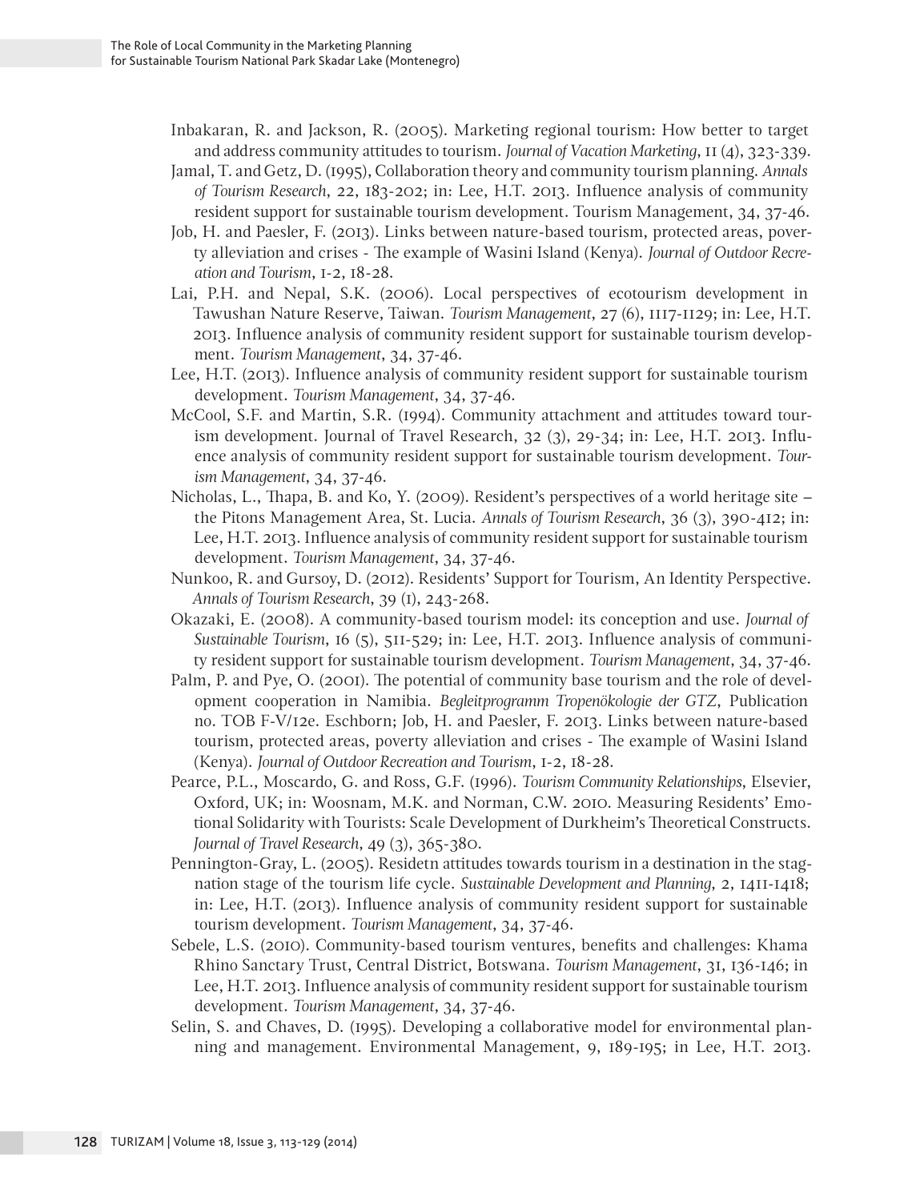Inbakaran, R. and Jackson, R. (2005). Marketing regional tourism: How better to target and address community attitudes to tourism. *Journal of Vacation Marketing*, 11 (4), 323-339.

Jamal, T. and Getz, D. (1995), Collaboration theory and community tourism planning. *Annals of Tourism Research*, 22, 183-202; in: Lee, H.T. 2013. Influence analysis of community resident support for sustainable tourism development. Tourism Management, 34, 37-46.

Job, H. and Paesler, F. (2013). Links between nature-based tourism, protected areas, poverty alleviation and crises - The example of Wasini Island (Kenya). *Journal of Outdoor Recreation and Tourism*, 1-2, 18-28.

Lai, P.H. and Nepal, S.K. (2006). Local perspectives of ecotourism development in Tawushan Nature Reserve, Taiwan. *Tourism Management*, 27 (6), 1117-1129; in: Lee, H.T. 2013. Influence analysis of community resident support for sustainable tourism development. *Tourism Management*, 34, 37-46.

Lee, H.T. (2013). Influence analysis of community resident support for sustainable tourism development. *Tourism Management*, 34, 37-46.

McCool, S.F. and Martin, S.R. (1994). Community attachment and attitudes toward tourism development. Journal of Travel Research, 32 (3), 29-34; in: Lee, H.T. 2013. Influence analysis of community resident support for sustainable tourism development. *Tourism Management*, 34, 37-46.

Nicholas, L., Thapa, B. and Ko, Y. (2009). Resident's perspectives of a world heritage site – the Pitons Management Area, St. Lucia. *Annals of Tourism Research*, 36 (3), 390-412; in: Lee, H.T. 2013. Influence analysis of community resident support for sustainable tourism development. *Tourism Management*, 34, 37-46.

Nunkoo, R. and Gursoy, D. (2012). Residents' Support for Tourism, An Identity Perspective. *Annals of Tourism Research*, 39 (1), 243-268.

Okazaki, E. (2008). A community-based tourism model: its conception and use. *Journal of Sustainable Tourism*, 16 (5), 511-529; in: Lee, H.T. 2013. Influence analysis of community resident support for sustainable tourism development. *Tourism Management*, 34, 37-46.

Palm, P. and Pye, O. (2001). The potential of community base tourism and the role of development cooperation in Namibia. *Begleitprogramm Tropenökologie der GTZ*, Publication no. TOB F-V/12e. Eschborn; Job, H. and Paesler, F. 2013. Links between nature-based tourism, protected areas, poverty alleviation and crises - The example of Wasini Island (Kenya). *Journal of Outdoor Recreation and Tourism*, 1-2, 18-28.

Pearce, P.L., Moscardo, G. and Ross, G.F. (1996). *Tourism Community Relationships*, Elsevier, Oxford, UK; in: Woosnam, M.K. and Norman, C.W. 2010. Measuring Residents' Emotional Solidarity with Tourists: Scale Development of Durkheim's Theoretical Constructs. *Journal of Travel Research*, 49 (3), 365-380.

Pennington-Gray, L. (2005). Residetn attitudes towards tourism in a destination in the stagnation stage of the tourism life cycle. *Sustainable Development and Planning*, 2, 1411-1418; in: Lee, H.T. (2013). Influence analysis of community resident support for sustainable tourism development. *Tourism Management*, 34, 37-46.

Sebele, L.S. (2010). Community-based tourism ventures, benefits and challenges: Khama Rhino Sanctary Trust, Central District, Botswana. *Tourism Management*, 31, 136-146; in Lee, H.T. 2013. Influence analysis of community resident support for sustainable tourism development. *Tourism Management*, 34, 37-46.

Selin, S. and Chaves, D. (1995). Developing a collaborative model for environmental planning and management. Environmental Management, 9, 189-195; in Lee, H.T. 2013.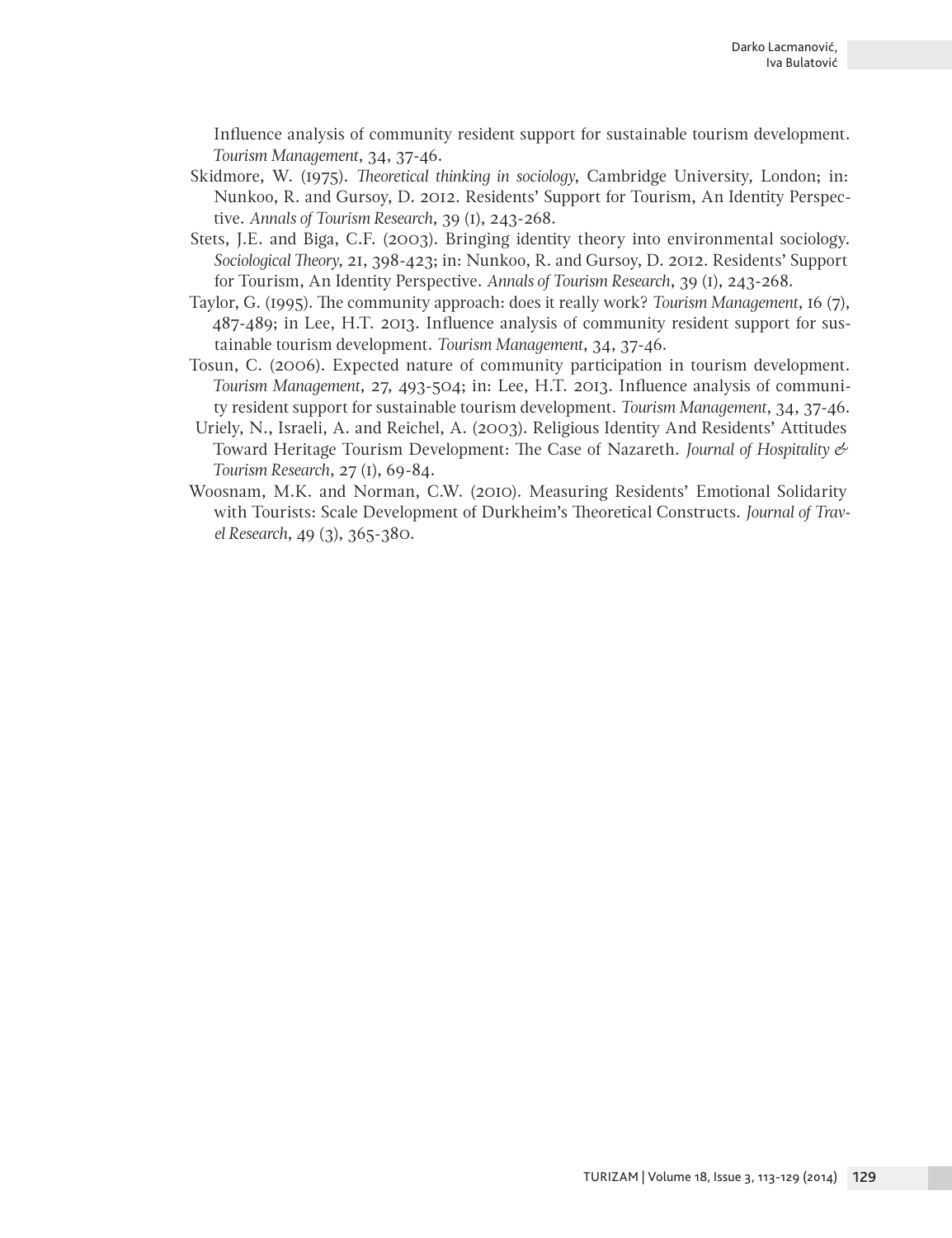Influence analysis of community resident support for sustainable tourism development. *Tourism Management*, 34, 37-46.

Skidmore, W. (1975). *Theoretical thinking in sociology*, Cambridge University, London; in: Nunkoo, R. and Gursoy, D. 2012. Residents' Support for Tourism, An Identity Perspective. *Annals of Tourism Research*, 39 (1), 243-268.

Stets, J.E. and Biga, C.F. (2003). Bringing identity theory into environmental sociology. *Sociological Theory*, 21, 398-423; in: Nunkoo, R. and Gursoy, D. 2012. Residents' Support for Tourism, An Identity Perspective. *Annals of Tourism Research*, 39 (1), 243-268.

Taylor, G. (1995). The community approach: does it really work? *Tourism Management*, 16 (7), 487-489; in Lee, H.T. 2013. Influence analysis of community resident support for sustainable tourism development. *Tourism Management*, 34, 37-46.

Tosun, C. (2006). Expected nature of community participation in tourism development. *Tourism Management*, 27, 493-504; in: Lee, H.T. 2013. Influence analysis of community resident support for sustainable tourism development. *Tourism Management*, 34, 37-46.

Uriely, N., Israeli, A. and Reichel, A. (2003). Religious Identity And Residents' Attitudes Toward Heritage Tourism Development: The Case of Nazareth. *Journal of Hospitality & Tourism Research*, 27 (1), 69-84.

Woosnam, M.K. and Norman, C.W. (2010). Measuring Residents' Emotional Solidarity with Tourists: Scale Development of Durkheim's Theoretical Constructs. *Journal of Travel Research*, 49 (3), 365-380.